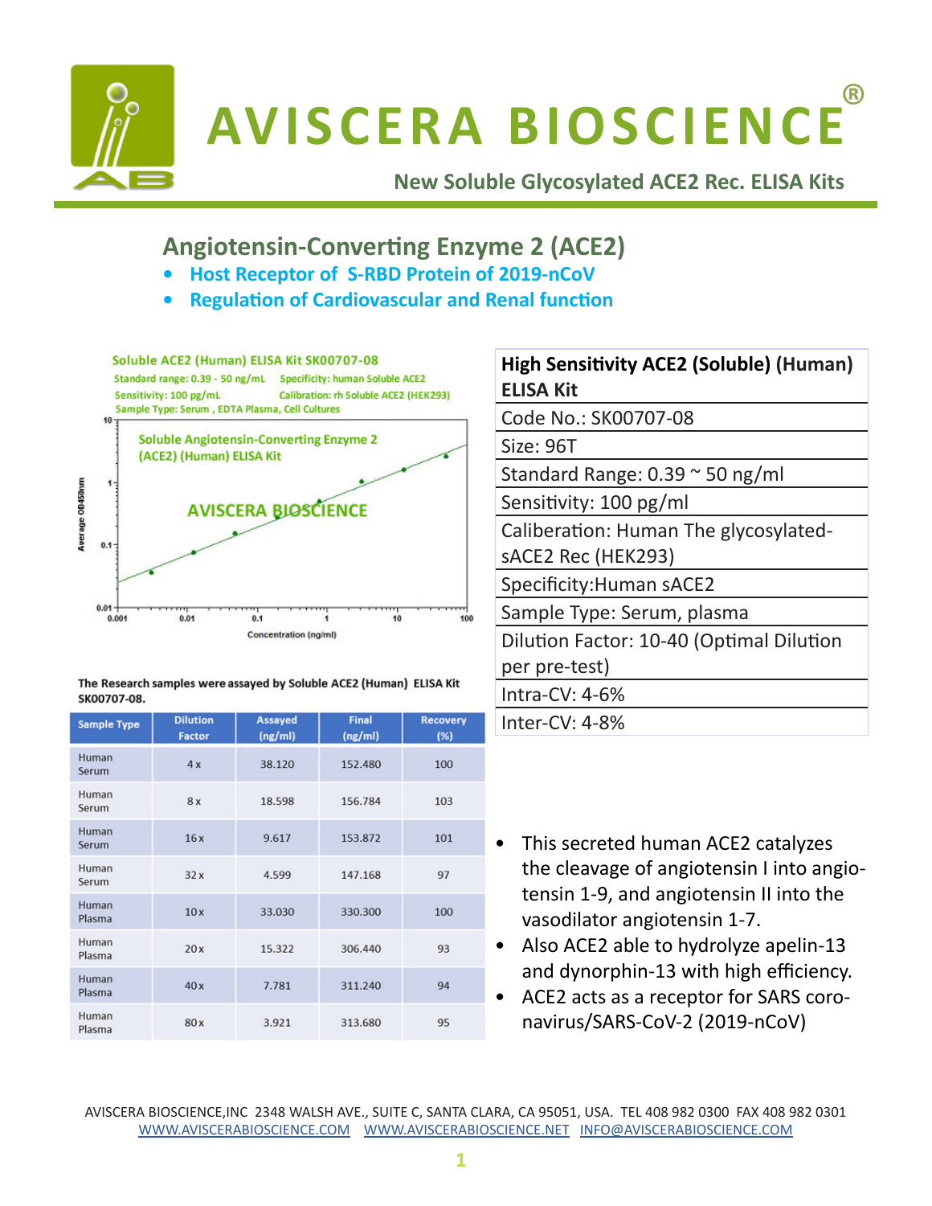# AVISCERA BIOSCIENCE®

**New Soluble Glycosylated ACE2 Rec. ELISA Kits**

## Angiotensin-Converting Enzyme 2 (ACE2)

- **Host Receptor of S-RBD Protein of 2019-nCoV**
- **Regulation of Cardiovascular and Renal function**

Soluble ACE2 (Human) ELISA Kit SK00707-08

Standard range: 0.39 - 50 ng/mL Specificity: human Soluble ACE2

Sensitivity: 100 pg/mL Calibration: rh Soluble ACE2 (HEK293)

Sample Type: Serum , EDTA Plasma, Cell Cultures

Soluble Angiotensin-Converting Enzyme 2 (ACE2) (Human) ELISA Kit

AVISCERA BIOSCIENCE

Average OD450nm

Concentration (ng/ml)

| **High Sensitivity ACE2 (Soluble) (Human) ELISA Kit** |
|---|
| Code No.: SK00707-08 |
| Size: 96T |
| Standard Range: 0.39 ~ 50 ng/ml |
| Sensitivity: 100 pg/ml |
| Caliberation: Human The glycosylated-sACE2 Rec (HEK293) |
| Specificity:Human sACE2 |
| Sample Type: Serum, plasma |
| Dilution Factor: 10-40 (Optimal Dilution per pre-test) |
| Intra-CV: 4-6% |
| Inter-CV: 4-8% |

**The Research samples were assayed by Soluble ACE2 (Human) ELISA Kit SK00707-08.**

| Sample Type | Dilution Factor | Assayed (ng/ml) | Final (ng/ml) | Recovery (%) |
|---|---|---|---|---|
| Human Serum | 4 x | 38.120 | 152.480 | 100 |
| Human Serum | 8 x | 18.598 | 156.784 | 103 |
| Human Serum | 16 x | 9.617 | 153.872 | 101 |
| Human Serum | 32 x | 4.599 | 147.168 | 97 |
| Human Plasma | 10 x | 33.030 | 330.300 | 100 |
| Human Plasma | 20 x | 15.322 | 306.440 | 93 |
| Human Plasma | 40 x | 7.781 | 311.240 | 94 |
| Human Plasma | 80 x | 3.921 | 313.680 | 95 |

- This secreted human ACE2 catalyzes the cleavage of angiotensin I into angiotensin 1-9, and angiotensin II into the vasodilator angiotensin 1-7.
- Also ACE2 able to hydrolyze apelin-13 and dynorphin-13 with high efficiency.
- ACE2 acts as a receptor for SARS coronavirus/SARS-CoV-2 (2019-nCoV)

AVISCERA BIOSCIENCE,INC 2348 WALSH AVE., SUITE C, SANTA CLARA, CA 95051, USA. TEL 408 982 0300 FAX 408 982 0301
WWW.AVISCERABIOSCIENCE.COM WWW.AVISCERABIOSCIENCE.NET INFO@AVISCERABIOSCIENCE.COM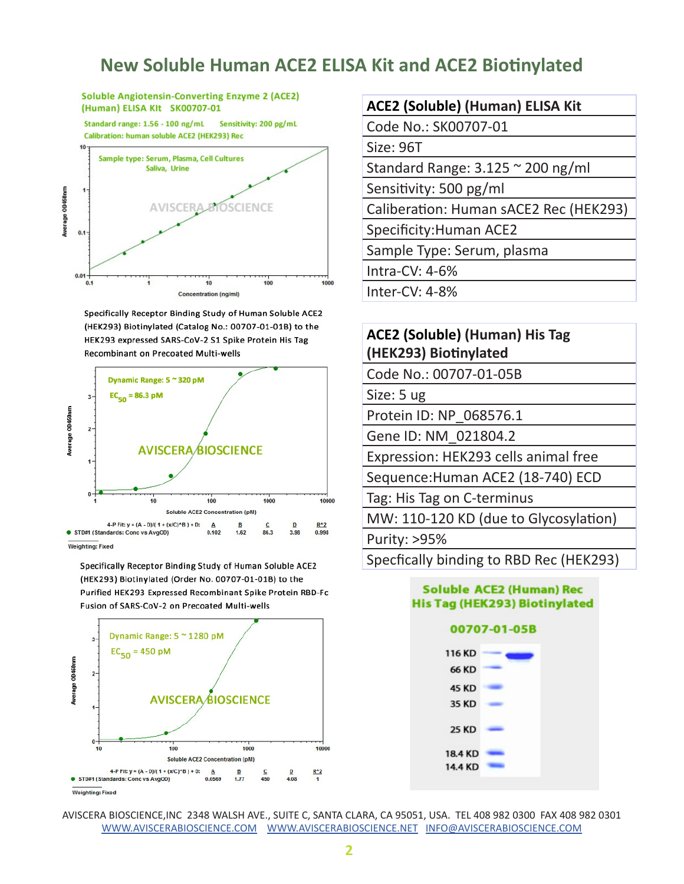# New Soluble Human ACE2 ELISA Kit and ACE2 Biotinylated

**Soluble Angiotensin-Converting Enzyme 2 (ACE2) (Human) ELISA KIt SK00707-01**

Standard range: 1.56 - 100 ng/mL Sensitivity: 200 pg/mL

Calibration: human soluble ACE2 (HEK293) Rec

Sample type: Serum, Plasma, Cell Cultures Saliva, Urine

Specifically Receptor Binding Study of Human Soluble ACE2 (HEK293) Biotinylated (Catalog No.: 00707-01-01B) to the HEK293 expressed SARS-CoV-2 S1 Spike Protein His Tag Recombinant on Precoated Multi-wells

Dynamic Range: 5 ~ 320 pM

$EC_{50}$ = 86.3 pM

4-P Fit: y = (A - D)/( 1 + (x/C)^B ) + D:

| | A | B | C | D | R^2 |
|---|---|---|---|---|---|
| STD#1 (Standards: Conc vs AvgOD) | 0.102 | 1.62 | 86.3 | 3.98 | 0.998 |

Weighting: Fixed

Specifically Receptor Binding Study of Human Soluble ACE2 (HEK293) Biotinylated (Order No. 00707-01-01B) to the Purified HEK293 Expressed Recombinant Spike Protein RBD-Fc Fusion of SARS-CoV-2 on Precoated Multi-wells

Dynamic Range: 5 ~ 1280 pM

$EC_{50}$ = 450 pM

4-P Fit: y = (A - D)/( 1 + (x/C)^B ) + D:

| | A | B | C | D | R^2 |
|---|---|---|---|---|---|
| STD#1 (Standards: Conc vs AvgOD) | 0.0569 | 1.77 | 450 | 4.08 | 1 |

Weighting: Fixed

| ACE2 (Soluble) (Human) ELISA Kit |
|---|
| Code No.: SK00707-01 |
| Size: 96T |
| Standard Range: 3.125 ~ 200 ng/ml |
| Sensitivity: 500 pg/ml |
| Caliberation: Human sACE2 Rec (HEK293) |
| Specificity:Human ACE2 |
| Sample Type: Serum, plasma |
| Intra-CV: 4-6% |
| Inter-CV: 4-8% |

| ACE2 (Soluble) (Human) His Tag (HEK293) Biotinylated |
|---|
| Code No.: 00707-01-05B |
| Size: 5 ug |
| Protein ID: NP_068576.1 |
| Gene ID: NM_021804.2 |
| Expression: HEK293 cells animal free |
| Sequence:Human ACE2 (18-740) ECD |
| Tag: His Tag on C-terminus |
| MW: 110-120 KD (due to Glycosylation) |
| Purity: >95% |
| Specfically binding to RBD Rec (HEK293) |

**Soluble ACE2 (Human) Rec His Tag (HEK293) Biotinylated**

**00707-01-05B**

116 KD, 66 KD, 45 KD, 35 KD, 25 KD, 18.4 KD, 14.4 KD

AVISCERA BIOSCIENCE,INC 2348 WALSH AVE., SUITE C, SANTA CLARA, CA 95051, USA. TEL 408 982 0300 FAX 408 982 0301
WWW.AVISCERABIOSCIENCE.COM WWW.AVISCERABIOSCIENCE.NET INFO@AVISCERABIOSCIENCE.COM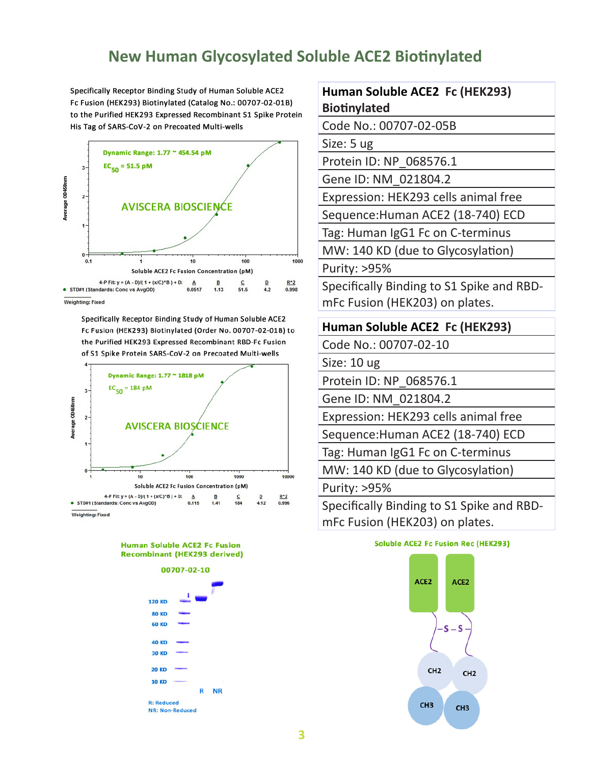# New Human Glycosylated Soluble ACE2 Biotinylated

Specifically Receptor Binding Study of Human Soluble ACE2 Fc Fusion (HEK293) Biotinylated (Catalog No.: 00707-02-01B) to the Purified HEK293 Expressed Recombinant S1 Spike Protein His Tag of SARS-CoV-2 on Precoated Multi-wells

Dynamic Range: 1.77 ~ 454.54 pM

$EC_{50}$ = 51.5 pM

AVISCERA BIOSCIENCE

Average OD450nm

Soluble ACE2 Fc Fusion Concentration (pM)

| 4-P Fit: y = (A - D)/( 1 + (x/C)^B ) + D: | A | B | C | D | $R^2$ |
|---|---|---|---|---|---|
| STD#1 (Standards: Conc vs AvgOD) | 0.0517 | 1.13 | 51.5 | 4.2 | 0.998 |

Weighting: Fixed

Specifically Receptor Binding Study of Human Soluble ACE2 Fc Fusion (HEK293) Biotinylated (Order No. 00707-02-01B) to the Purified HEK293 Expressed Recombinant RBD-Fc Fusion of S1 Spike Protein SARS-CoV-2 on Precoated Multi-wells

Dynamic Range: 1.77 ~ 1818 pM

$EC_{50}$ = 184 pM

AVISCERA BIOSCIENCE

Average OD450nm

Soluble ACE2 Fc Fusion Concentration (pM)

| 4-P Fit: y = (A - D)/( 1 + (x/C)^B ) + D: | A | B | C | D | $R^2$ |
|---|---|---|---|---|---|
| STD#1 (Standards: Conc vs AvgOD) | 0.115 | 1.41 | 184 | 4.12 | 0.996 |

Weighting: Fixed

| **Human Soluble ACE2 Fc (HEK293) Biotinylated** |
|---|
| Code No.: 00707-02-05B |
| Size: 5 ug |
| Protein ID: NP_068576.1 |
| Gene ID: NM_021804.2 |
| Expression: HEK293 cells animal free |
| Sequence:Human ACE2 (18-740) ECD |
| Tag: Human IgG1 Fc on C-terminus |
| MW: 140 KD (due to Glycosylation) |
| Purity: >95% |
| Specifically Binding to S1 Spike and RBD-mFc Fusion (HEK203) on plates. |

| **Human Soluble ACE2 Fc (HEK293)** |
|---|
| Code No.: 00707-02-10 |
| Size: 10 ug |
| Protein ID: NP_068576.1 |
| Gene ID: NM_021804.2 |
| Expression: HEK293 cells animal free |
| Sequence:Human ACE2 (18-740) ECD |
| Tag: Human IgG1 Fc on C-terminus |
| MW: 140 KD (due to Glycosylation) |
| Purity: >95% |
| Specifically Binding to S1 Spike and RBD-mFc Fusion (HEK203) on plates. |

**Human Soluble ACE2 Fc Fusion Recombinant (HEK293 derived)**

00707-02-10

120 KD, 80 KD, 60 KD, 40 KD, 30 KD, 20 KD, 10 KD

R NR

R: Reduced
NR: Non-Reduced

**Soluble ACE2 Fc Fusion Rec (HEK293)**

ACE2 ACE2 –S–S– CH2 CH2 CH3 CH3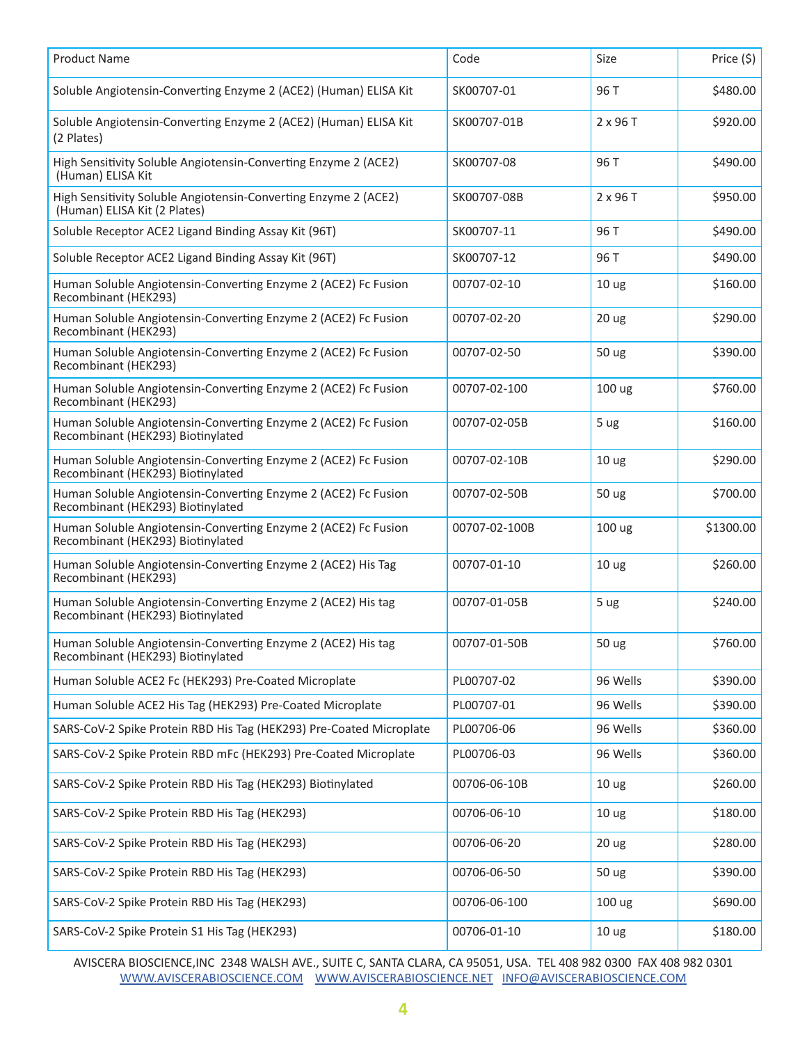| Product Name | Code | Size | Price ($) |
|---|---|---|---|
| Soluble Angiotensin-Converting Enzyme 2 (ACE2) (Human) ELISA Kit | SK00707-01 | 96 T | $480.00 |
| Soluble Angiotensin-Converting Enzyme 2 (ACE2) (Human) ELISA Kit (2 Plates) | SK00707-01B | 2 x 96 T | $920.00 |
| High Sensitivity Soluble Angiotensin-Converting Enzyme 2 (ACE2) (Human) ELISA Kit | SK00707-08 | 96 T | $490.00 |
| High Sensitivity Soluble Angiotensin-Converting Enzyme 2 (ACE2) (Human) ELISA Kit (2 Plates) | SK00707-08B | 2 x 96 T | $950.00 |
| Soluble Receptor ACE2 Ligand Binding Assay Kit (96T) | SK00707-11 | 96 T | $490.00 |
| Soluble Receptor ACE2 Ligand Binding Assay Kit (96T) | SK00707-12 | 96 T | $490.00 |
| Human Soluble Angiotensin-Converting Enzyme 2 (ACE2) Fc Fusion Recombinant (HEK293) | 00707-02-10 | 10 ug | $160.00 |
| Human Soluble Angiotensin-Converting Enzyme 2 (ACE2) Fc Fusion Recombinant (HEK293) | 00707-02-20 | 20 ug | $290.00 |
| Human Soluble Angiotensin-Converting Enzyme 2 (ACE2) Fc Fusion Recombinant (HEK293) | 00707-02-50 | 50 ug | $390.00 |
| Human Soluble Angiotensin-Converting Enzyme 2 (ACE2) Fc Fusion Recombinant (HEK293) | 00707-02-100 | 100 ug | $760.00 |
| Human Soluble Angiotensin-Converting Enzyme 2 (ACE2) Fc Fusion Recombinant (HEK293) Biotinylated | 00707-02-05B | 5 ug | $160.00 |
| Human Soluble Angiotensin-Converting Enzyme 2 (ACE2) Fc Fusion Recombinant (HEK293) Biotinylated | 00707-02-10B | 10 ug | $290.00 |
| Human Soluble Angiotensin-Converting Enzyme 2 (ACE2) Fc Fusion Recombinant (HEK293) Biotinylated | 00707-02-50B | 50 ug | $700.00 |
| Human Soluble Angiotensin-Converting Enzyme 2 (ACE2) Fc Fusion Recombinant (HEK293) Biotinylated | 00707-02-100B | 100 ug | $1300.00 |
| Human Soluble Angiotensin-Converting Enzyme 2 (ACE2) His Tag Recombinant (HEK293) | 00707-01-10 | 10 ug | $260.00 |
| Human Soluble Angiotensin-Converting Enzyme 2 (ACE2) His tag Recombinant (HEK293) Biotinylated | 00707-01-05B | 5 ug | $240.00 |
| Human Soluble Angiotensin-Converting Enzyme 2 (ACE2) His tag Recombinant (HEK293) Biotinylated | 00707-01-50B | 50 ug | $760.00 |
| Human Soluble ACE2 Fc (HEK293) Pre-Coated Microplate | PL00707-02 | 96 Wells | $390.00 |
| Human Soluble ACE2 His Tag (HEK293) Pre-Coated Microplate | PL00707-01 | 96 Wells | $390.00 |
| SARS-CoV-2 Spike Protein RBD His Tag (HEK293) Pre-Coated Microplate | PL00706-06 | 96 Wells | $360.00 |
| SARS-CoV-2 Spike Protein RBD mFc (HEK293) Pre-Coated Microplate | PL00706-03 | 96 Wells | $360.00 |
| SARS-CoV-2 Spike Protein RBD His Tag (HEK293) Biotinylated | 00706-06-10B | 10 ug | $260.00 |
| SARS-CoV-2 Spike Protein RBD His Tag (HEK293) | 00706-06-10 | 10 ug | $180.00 |
| SARS-CoV-2 Spike Protein RBD His Tag (HEK293) | 00706-06-20 | 20 ug | $280.00 |
| SARS-CoV-2 Spike Protein RBD His Tag (HEK293) | 00706-06-50 | 50 ug | $390.00 |
| SARS-CoV-2 Spike Protein RBD His Tag (HEK293) | 00706-06-100 | 100 ug | $690.00 |
| SARS-CoV-2 Spike Protein S1 His Tag (HEK293) | 00706-01-10 | 10 ug | $180.00 |

AVISCERA BIOSCIENCE,INC 2348 WALSH AVE., SUITE C, SANTA CLARA, CA 95051, USA. TEL 408 982 0300 FAX 408 982 0301
WWW.AVISCERABIOSCIENCE.COM WWW.AVISCERABIOSCIENCE.NET INFO@AVISCERABIOSCIENCE.COM